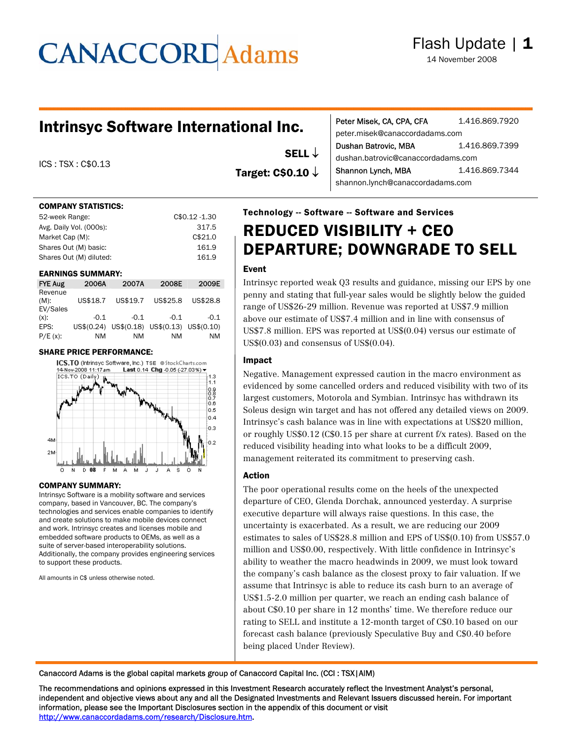# CANACCORD Adams

Flash Update | 1

14 November 2008

## Intrinsyc Software International Inc.

ICS : TSX : C$0.13

**SELL ↓**

**Target: C$0.10 ↓**

Peter Misek, CA, CPA, CFA 1.416.869.7920
peter.misek@canaccordadams.com

Dushan Batrovic, MBA 1.416.869.7399
dushan.batrovic@canaccordadams.com

Shannon Lynch, MBA 1.416.869.7344
shannon.lynch@canaccordadams.com

**COMPANY STATISTICS:**

| | |
|---|---|
| 52-week Range: | C$0.12 -1.30 |
| Avg. Daily Vol. (000s): | 317.5 |
| Market Cap (M): | C$21.0 |
| Shares Out (M) basic: | 161.9 |
| Shares Out (M) diluted: | 161.9 |

**EARNINGS SUMMARY:**

| FYE Aug | 2006A | 2007A | 2008E | 2009E |
|---|---|---|---|---|
| Revenue (M): | US$18.7 | US$19.7 | US$25.8 | US$28.8 |
| EV/Sales (x): | -0.1 | -0.1 | -0.1 | -0.1 |
| EPS: | US$(0.24) | US$(0.18) | US$(0.13) | US$(0.10) |
| P/E (x): | NM | NM | NM | NM |

**SHARE PRICE PERFORMANCE:**

ICS.TO (Intrinsyc Software, Inc.) TSE ©StockCharts.com
14-Nov-2008 11:17am Last 0.14 Chg -0.05 (-27.03%)

**COMPANY SUMMARY:**

Intrinsyc Software is a mobility software and services company, based in Vancouver, BC. The company's technologies and services enable companies to identify and create solutions to make mobile devices connect and work. Intrinsyc creates and licenses mobile and embedded software products to OEMs, as well as a suite of server-based interoperability solutions. Additionally, the company provides engineering services to support these products.

All amounts in C$ unless otherwise noted.

**Technology -- Software -- Software and Services**

# REDUCED VISIBILITY + CEO DEPARTURE; DOWNGRADE TO SELL

### Event

Intrinsyc reported weak Q3 results and guidance, missing our EPS by one penny and stating that full-year sales would be slightly below the guided range of US$26-29 million. Revenue was reported at US$7.9 million above our estimate of US$7.4 million and in line with consensus of US$7.8 million. EPS was reported at US$(0.04) versus our estimate of US$(0.03) and consensus of US$(0.04).

### Impact

Negative. Management expressed caution in the macro environment as evidenced by some cancelled orders and reduced visibility with two of its largest customers, Motorola and Symbian. Intrinsyc has withdrawn its Soleus design win target and has not offered any detailed views on 2009. Intrinsyc's cash balance was in line with expectations at US$20 million, or roughly US$0.12 (C$0.15 per share at current f/x rates). Based on the reduced visibility heading into what looks to be a difficult 2009, management reiterated its commitment to preserving cash.

### Action

The poor operational results come on the heels of the unexpected departure of CEO, Glenda Dorchak, announced yesterday. A surprise executive departure will always raise questions. In this case, the uncertainty is exacerbated. As a result, we are reducing our 2009 estimates to sales of US$28.8 million and EPS of US$(0.10) from US$57.0 million and US$0.00, respectively. With little confidence in Intrinsyc's ability to weather the macro headwinds in 2009, we must look toward the company's cash balance as the closest proxy to fair valuation. If we assume that Intrinsyc is able to reduce its cash burn to an average of US$1.5-2.0 million per quarter, we reach an ending cash balance of about C$0.10 per share in 12 months' time. We therefore reduce our rating to SELL and institute a 12-month target of C$0.10 based on our forecast cash balance (previously Speculative Buy and C$0.40 before being placed Under Review).

Canaccord Adams is the global capital markets group of Canaccord Capital Inc. (CCI : TSX|AIM)

The recommendations and opinions expressed in this Investment Research accurately reflect the Investment Analyst's personal, independent and objective views about any and all the Designated Investments and Relevant Issuers discussed herein. For important information, please see the Important Disclosures section in the appendix of this document or visit http://www.canaccordadams.com/research/Disclosure.htm.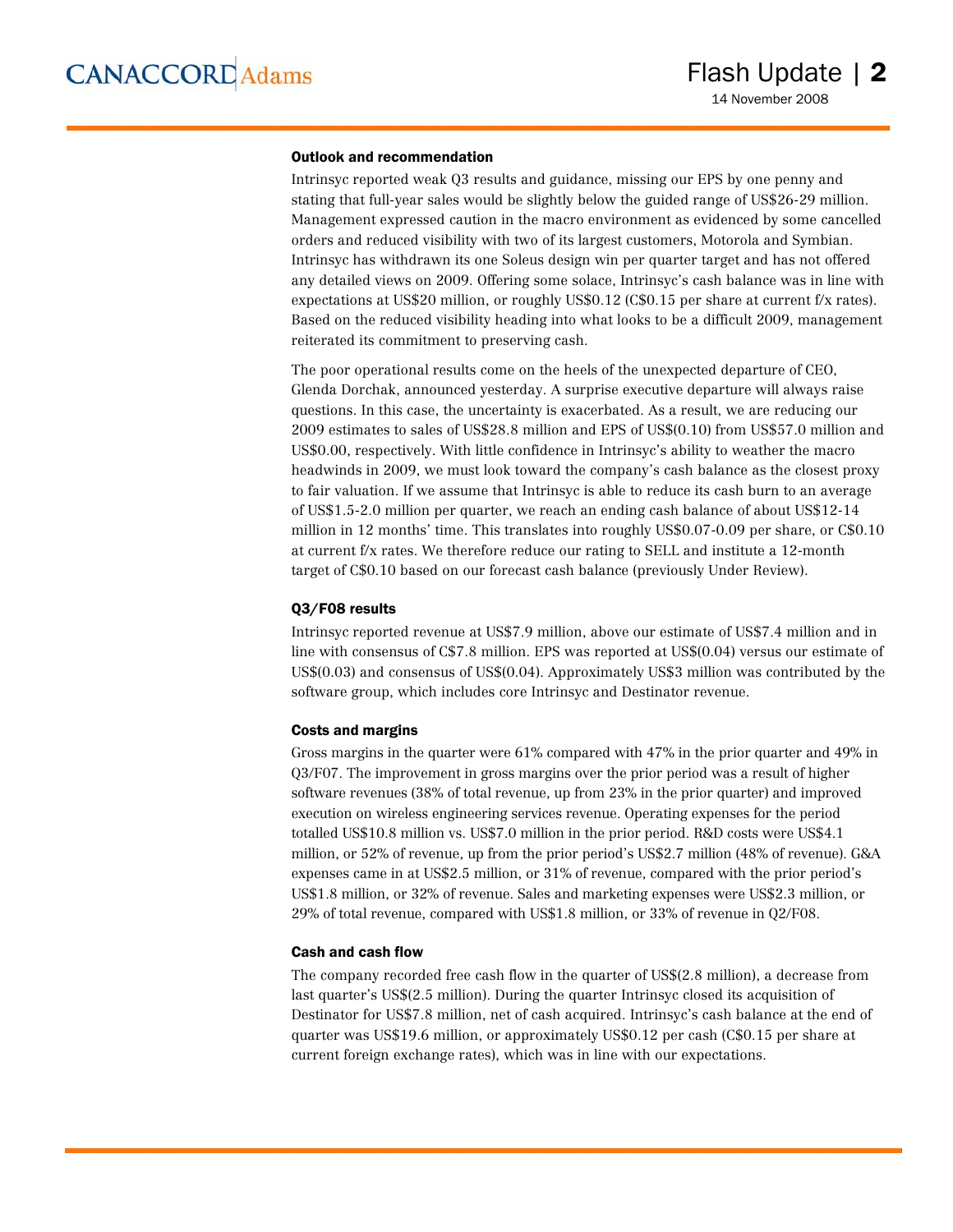### Outlook and recommendation

Intrinsyc reported weak Q3 results and guidance, missing our EPS by one penny and stating that full-year sales would be slightly below the guided range of US$26-29 million. Management expressed caution in the macro environment as evidenced by some cancelled orders and reduced visibility with two of its largest customers, Motorola and Symbian. Intrinsyc has withdrawn its one Soleus design win per quarter target and has not offered any detailed views on 2009. Offering some solace, Intrinsyc's cash balance was in line with expectations at US$20 million, or roughly US$0.12 (C$0.15 per share at current f/x rates). Based on the reduced visibility heading into what looks to be a difficult 2009, management reiterated its commitment to preserving cash.

The poor operational results come on the heels of the unexpected departure of CEO, Glenda Dorchak, announced yesterday. A surprise executive departure will always raise questions. In this case, the uncertainty is exacerbated. As a result, we are reducing our 2009 estimates to sales of US$28.8 million and EPS of US$(0.10) from US$57.0 million and US$0.00, respectively. With little confidence in Intrinsyc's ability to weather the macro headwinds in 2009, we must look toward the company's cash balance as the closest proxy to fair valuation. If we assume that Intrinsyc is able to reduce its cash burn to an average of US$1.5-2.0 million per quarter, we reach an ending cash balance of about US$12-14 million in 12 months' time. This translates into roughly US$0.07-0.09 per share, or C$0.10 at current f/x rates. We therefore reduce our rating to SELL and institute a 12-month target of C$0.10 based on our forecast cash balance (previously Under Review).

### Q3/F08 results

Intrinsyc reported revenue at US$7.9 million, above our estimate of US$7.4 million and in line with consensus of C$7.8 million. EPS was reported at US$(0.04) versus our estimate of US$(0.03) and consensus of US$(0.04). Approximately US$3 million was contributed by the software group, which includes core Intrinsyc and Destinator revenue.

### Costs and margins

Gross margins in the quarter were 61% compared with 47% in the prior quarter and 49% in Q3/F07. The improvement in gross margins over the prior period was a result of higher software revenues (38% of total revenue, up from 23% in the prior quarter) and improved execution on wireless engineering services revenue. Operating expenses for the period totalled US$10.8 million vs. US$7.0 million in the prior period. R&D costs were US$4.1 million, or 52% of revenue, up from the prior period's US$2.7 million (48% of revenue). G&A expenses came in at US$2.5 million, or 31% of revenue, compared with the prior period's US$1.8 million, or 32% of revenue. Sales and marketing expenses were US$2.3 million, or 29% of total revenue, compared with US$1.8 million, or 33% of revenue in Q2/F08.

### Cash and cash flow

The company recorded free cash flow in the quarter of US$(2.8 million), a decrease from last quarter's US$(2.5 million). During the quarter Intrinsyc closed its acquisition of Destinator for US$7.8 million, net of cash acquired. Intrinsyc's cash balance at the end of quarter was US$19.6 million, or approximately US$0.12 per cash (C$0.15 per share at current foreign exchange rates), which was in line with our expectations.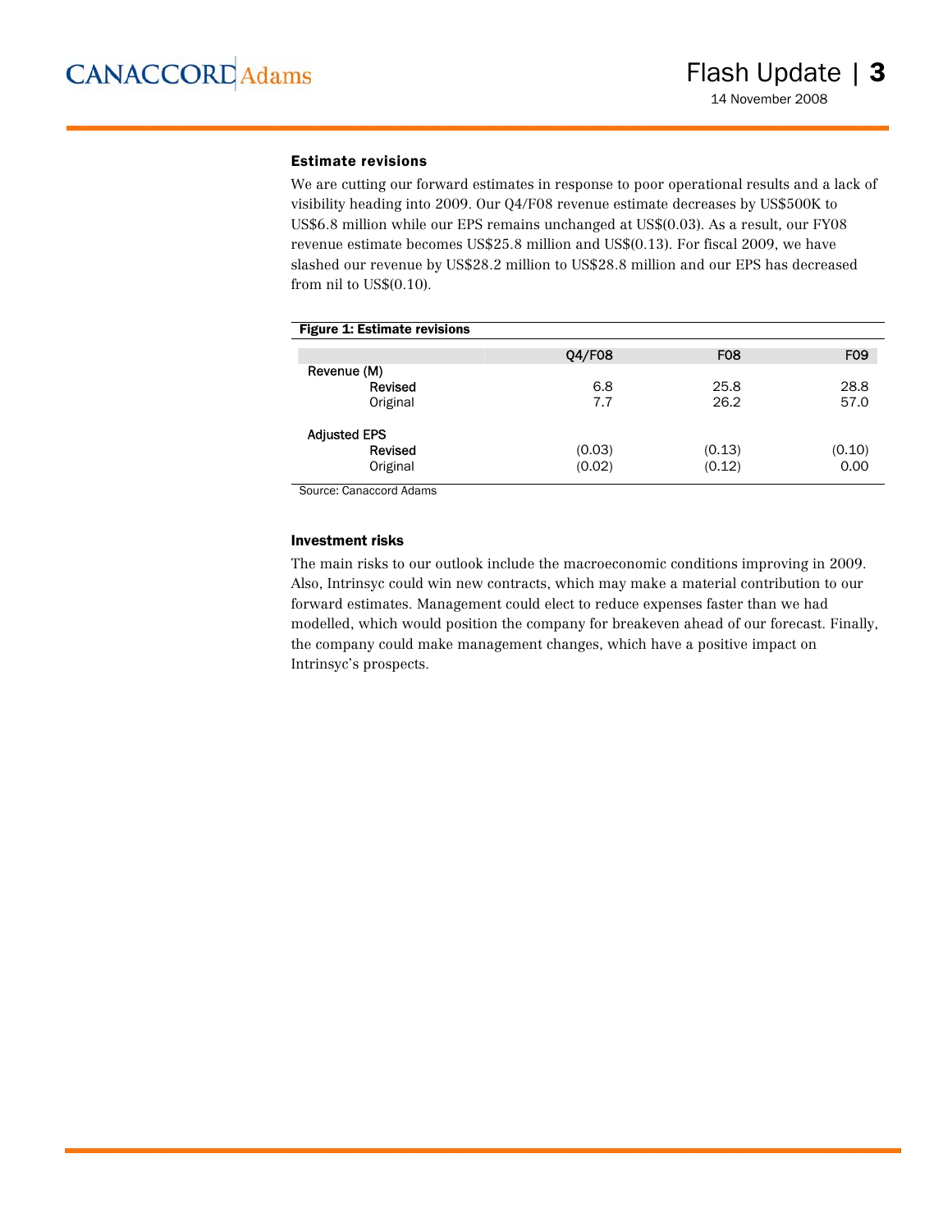### Estimate revisions

We are cutting our forward estimates in response to poor operational results and a lack of visibility heading into 2009. Our Q4/F08 revenue estimate decreases by US$500K to US$6.8 million while our EPS remains unchanged at US$(0.03). As a result, our FY08 revenue estimate becomes US$25.8 million and US$(0.13). For fiscal 2009, we have slashed our revenue by US$28.2 million to US$28.8 million and our EPS has decreased from nil to US$(0.10).

**Figure 1: Estimate revisions**

| | Q4/F08 | F08 | F09 |
|---|---|---|---|
| Revenue (M) | | | |
| Revised | 6.8 | 25.8 | 28.8 |
| Original | 7.7 | 26.2 | 57.0 |
| | | | |
| Adjusted EPS | | | |
| Revised | (0.03) | (0.13) | (0.10) |
| Original | (0.02) | (0.12) | 0.00 |

Source: Canaccord Adams

### Investment risks

The main risks to our outlook include the macroeconomic conditions improving in 2009. Also, Intrinsyc could win new contracts, which may make a material contribution to our forward estimates. Management could elect to reduce expenses faster than we had modelled, which would position the company for breakeven ahead of our forecast. Finally, the company could make management changes, which have a positive impact on Intrinsyc's prospects.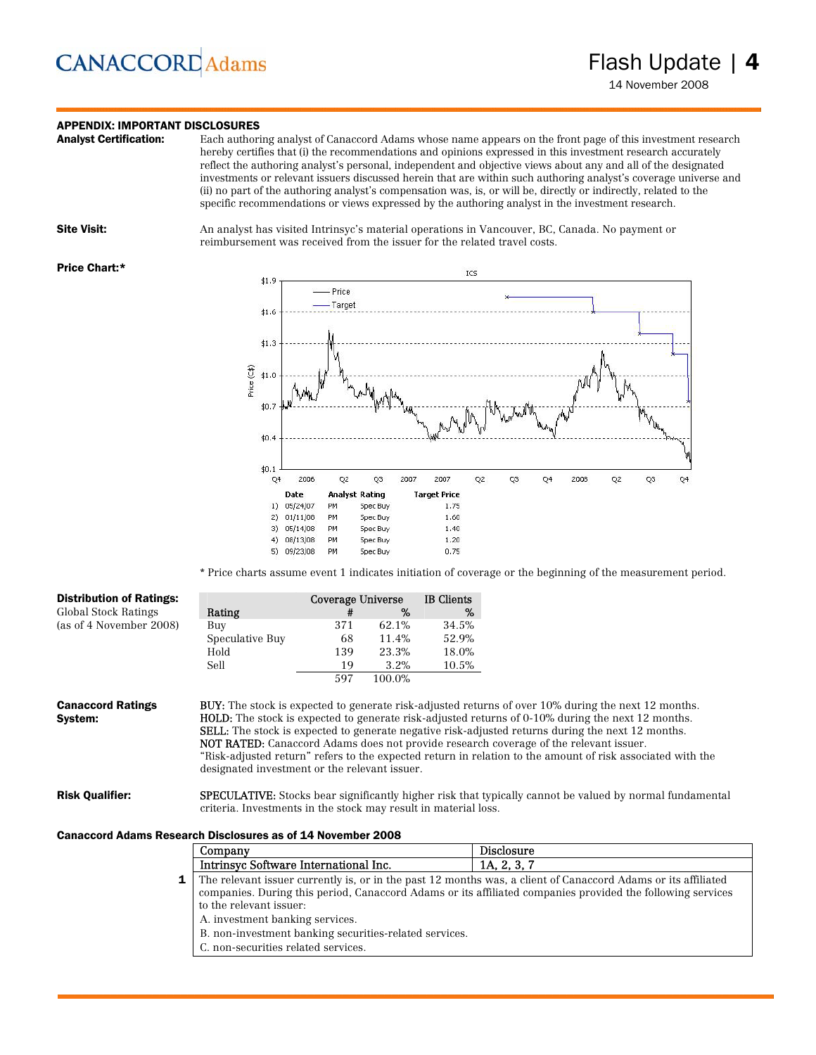## APPENDIX: IMPORTANT DISCLOSURES

**Analyst Certification:** Each authoring analyst of Canaccord Adams whose name appears on the front page of this investment research hereby certifies that (i) the recommendations and opinions expressed in this investment research accurately reflect the authoring analyst's personal, independent and objective views about any and all of the designated investments or relevant issuers discussed herein that are within such authoring analyst's coverage universe and (ii) no part of the authoring analyst's compensation was, is, or will be, directly or indirectly, related to the specific recommendations or views expressed by the authoring analyst in the investment research.

**Site Visit:** An analyst has visited Intrinsyc's material operations in Vancouver, BC, Canada. No payment or reimbursement was received from the issuer for the related travel costs.

**Price Chart:***

| | Date | Analyst | Rating | Target Price |
|---|---|---|---|---|
| 1) | 05/24/07 | PM | Spec Buy | 1.75 |
| 2) | 01/11/08 | PM | Spec Buy | 1.60 |
| 3) | 05/14/08 | PM | Spec Buy | 1.40 |
| 4) | 08/13/08 | PM | Spec Buy | 1.20 |
| 5) | 09/23/08 | PM | Spec Buy | 0.75 |

* Price charts assume event 1 indicates initiation of coverage or the beginning of the measurement period.

**Distribution of Ratings:**
Global Stock Ratings
(as of 4 November 2008)

| Rating | Coverage Universe # | Coverage Universe % | IB Clients % |
|---|---|---|---|
| Buy | 371 | 62.1% | 34.5% |
| Speculative Buy | 68 | 11.4% | 52.9% |
| Hold | 139 | 23.3% | 18.0% |
| Sell | 19 | 3.2% | 10.5% |
| | 597 | 100.0% | |

**Canaccord Ratings System:**

BUY: The stock is expected to generate risk-adjusted returns of over 10% during the next 12 months.
HOLD: The stock is expected to generate risk-adjusted returns of 0-10% during the next 12 months.
SELL: The stock is expected to generate negative risk-adjusted returns during the next 12 months.
NOT RATED: Canaccord Adams does not provide research coverage of the relevant issuer.
"Risk-adjusted return" refers to the expected return in relation to the amount of risk associated with the designated investment or the relevant issuer.

**Risk Qualifier:**

SPECULATIVE: Stocks bear significantly higher risk that typically cannot be valued by normal fundamental criteria. Investments in the stock may result in material loss.

**Canaccord Adams Research Disclosures as of 14 November 2008**

| Company | Disclosure |
|---|---|
| Intrinsyc Software International Inc. | 1A, 2, 3, 7 |

**1** The relevant issuer currently is, or in the past 12 months was, a client of Canaccord Adams or its affiliated companies. During this period, Canaccord Adams or its affiliated companies provided the following services to the relevant issuer:

A. investment banking services.
B. non-investment banking securities-related services.
C. non-securities related services.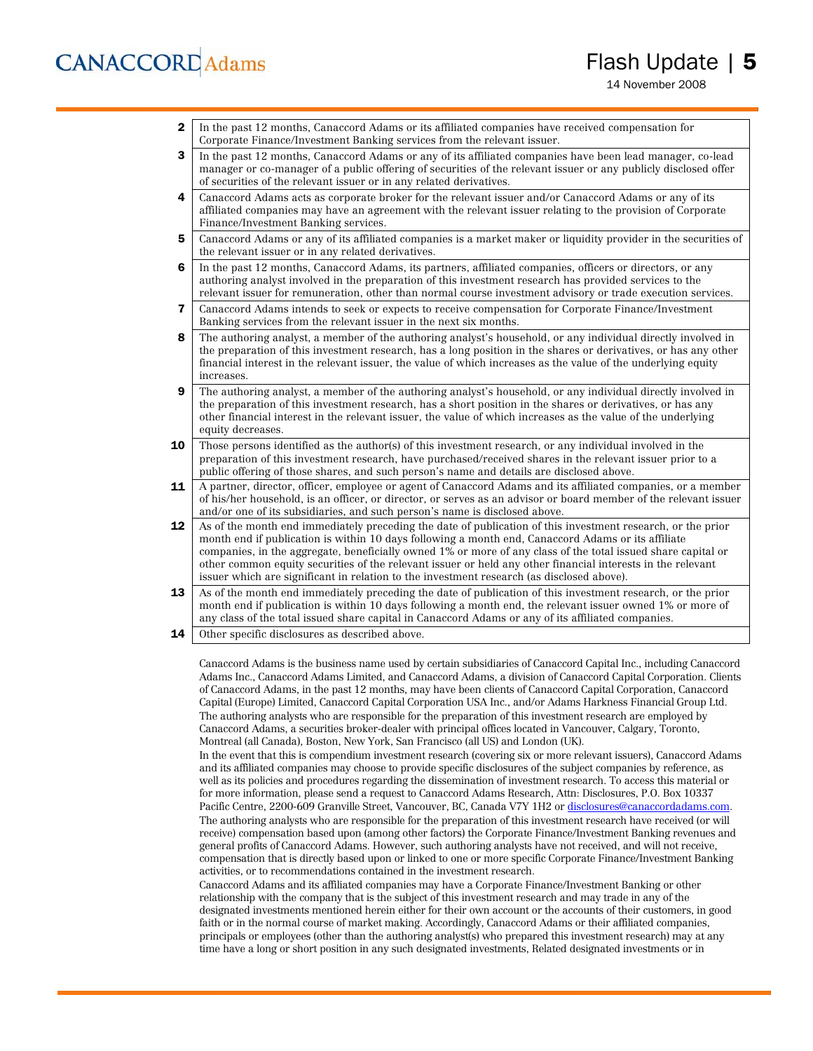| | |
|---|---|
| **2** | In the past 12 months, Canaccord Adams or its affiliated companies have received compensation for Corporate Finance/Investment Banking services from the relevant issuer. |
| **3** | In the past 12 months, Canaccord Adams or any of its affiliated companies have been lead manager, co-lead manager or co-manager of a public offering of securities of the relevant issuer or any publicly disclosed offer of securities of the relevant issuer or in any related derivatives. |
| **4** | Canaccord Adams acts as corporate broker for the relevant issuer and/or Canaccord Adams or any of its affiliated companies may have an agreement with the relevant issuer relating to the provision of Corporate Finance/Investment Banking services. |
| **5** | Canaccord Adams or any of its affiliated companies is a market maker or liquidity provider in the securities of the relevant issuer or in any related derivatives. |
| **6** | In the past 12 months, Canaccord Adams, its partners, affiliated companies, officers or directors, or any authoring analyst involved in the preparation of this investment research has provided services to the relevant issuer for remuneration, other than normal course investment advisory or trade execution services. |
| **7** | Canaccord Adams intends to seek or expects to receive compensation for Corporate Finance/Investment Banking services from the relevant issuer in the next six months. |
| **8** | The authoring analyst, a member of the authoring analyst's household, or any individual directly involved in the preparation of this investment research, has a long position in the shares or derivatives, or has any other financial interest in the relevant issuer, the value of which increases as the value of the underlying equity increases. |
| **9** | The authoring analyst, a member of the authoring analyst's household, or any individual directly involved in the preparation of this investment research, has a short position in the shares or derivatives, or has any other financial interest in the relevant issuer, the value of which increases as the value of the underlying equity decreases. |
| **10** | Those persons identified as the author(s) of this investment research, or any individual involved in the preparation of this investment research, have purchased/received shares in the relevant issuer prior to a public offering of those shares, and such person's name and details are disclosed above. |
| **11** | A partner, director, officer, employee or agent of Canaccord Adams and its affiliated companies, or a member of his/her household, is an officer, or director, or serves as an advisor or board member of the relevant issuer and/or one of its subsidiaries, and such person's name is disclosed above. |
| **12** | As of the month end immediately preceding the date of publication of this investment research, or the prior month end if publication is within 10 days following a month end, Canaccord Adams or its affiliate companies, in the aggregate, beneficially owned 1% or more of any class of the total issued share capital or other common equity securities of the relevant issuer or held any other financial interests in the relevant issuer which are significant in relation to the investment research (as disclosed above). |
| **13** | As of the month end immediately preceding the date of publication of this investment research, or the prior month end if publication is within 10 days following a month end, the relevant issuer owned 1% or more of any class of the total issued share capital in Canaccord Adams or any of its affiliated companies. |
| **14** | Other specific disclosures as described above. |

Canaccord Adams is the business name used by certain subsidiaries of Canaccord Capital Inc., including Canaccord Adams Inc., Canaccord Adams Limited, and Canaccord Adams, a division of Canaccord Capital Corporation. Clients of Canaccord Adams, in the past 12 months, may have been clients of Canaccord Capital Corporation, Canaccord Capital (Europe) Limited, Canaccord Capital Corporation USA Inc., and/or Adams Harkness Financial Group Ltd.

The authoring analysts who are responsible for the preparation of this investment research are employed by Canaccord Adams, a securities broker-dealer with principal offices located in Vancouver, Calgary, Toronto, Montreal (all Canada), Boston, New York, San Francisco (all US) and London (UK).

In the event that this is compendium investment research (covering six or more relevant issuers), Canaccord Adams and its affiliated companies may choose to provide specific disclosures of the subject companies by reference, as well as its policies and procedures regarding the dissemination of investment research. To access this material or for more information, please send a request to Canaccord Adams Research, Attn: Disclosures, P.O. Box 10337 Pacific Centre, 2200-609 Granville Street, Vancouver, BC, Canada V7Y 1H2 or disclosures@canaccordadams.com.

The authoring analysts who are responsible for the preparation of this investment research have received (or will receive) compensation based upon (among other factors) the Corporate Finance/Investment Banking revenues and general profits of Canaccord Adams. However, such authoring analysts have not received, and will not receive, compensation that is directly based upon or linked to one or more specific Corporate Finance/Investment Banking activities, or to recommendations contained in the investment research.

Canaccord Adams and its affiliated companies may have a Corporate Finance/Investment Banking or other relationship with the company that is the subject of this investment research and may trade in any of the designated investments mentioned herein either for their own account or the accounts of their customers, in good faith or in the normal course of market making. Accordingly, Canaccord Adams or their affiliated companies, principals or employees (other than the authoring analyst(s) who prepared this investment research) may at any time have a long or short position in any such designated investments, Related designated investments or in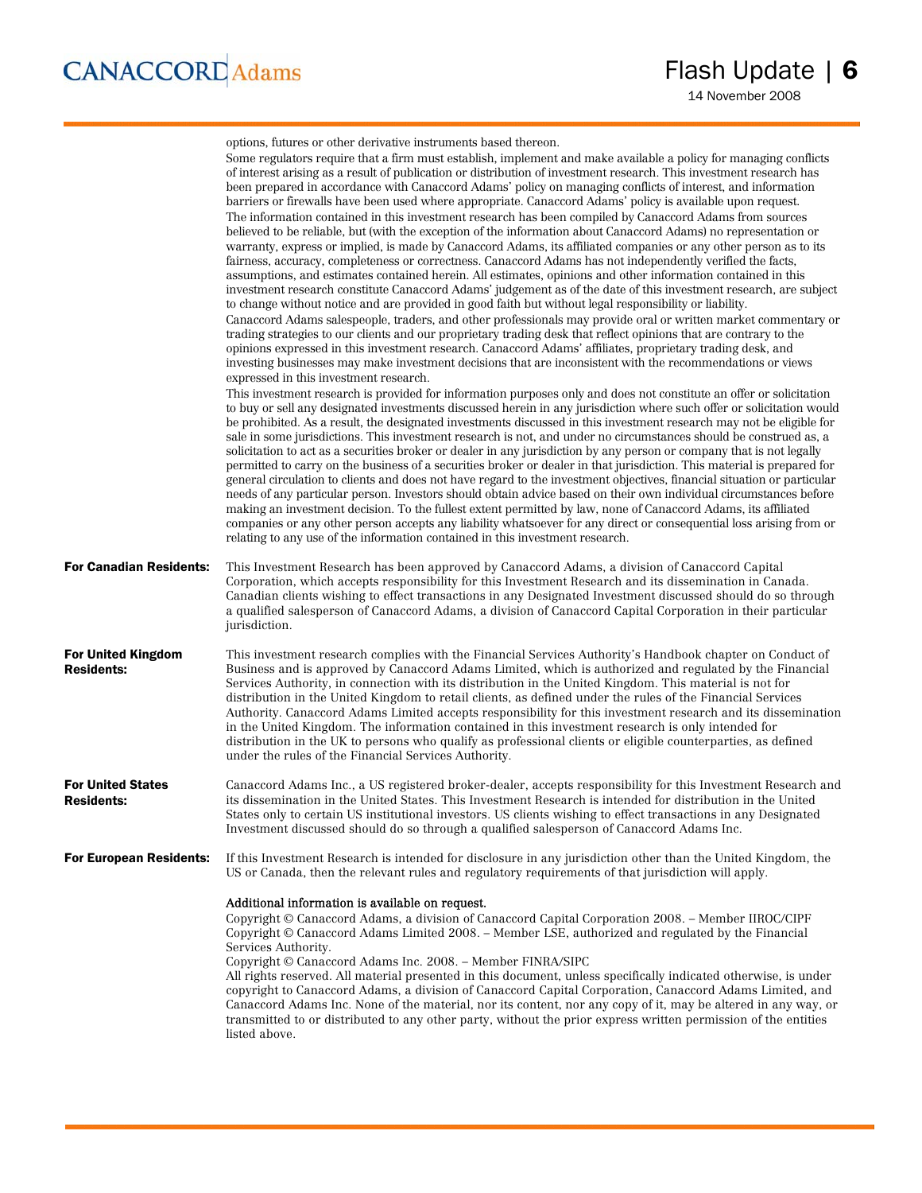options, futures or other derivative instruments based thereon.

Some regulators require that a firm must establish, implement and make available a policy for managing conflicts of interest arising as a result of publication or distribution of investment research. This investment research has been prepared in accordance with Canaccord Adams' policy on managing conflicts of interest, and information barriers or firewalls have been used where appropriate. Canaccord Adams' policy is available upon request.

The information contained in this investment research has been compiled by Canaccord Adams from sources believed to be reliable, but (with the exception of the information about Canaccord Adams) no representation or warranty, express or implied, is made by Canaccord Adams, its affiliated companies or any other person as to its fairness, accuracy, completeness or correctness. Canaccord Adams has not independently verified the facts, assumptions, and estimates contained herein. All estimates, opinions and other information contained in this investment research constitute Canaccord Adams' judgement as of the date of this investment research, are subject to change without notice and are provided in good faith but without legal responsibility or liability.

Canaccord Adams salespeople, traders, and other professionals may provide oral or written market commentary or trading strategies to our clients and our proprietary trading desk that reflect opinions that are contrary to the opinions expressed in this investment research. Canaccord Adams' affiliates, proprietary trading desk, and investing businesses may make investment decisions that are inconsistent with the recommendations or views expressed in this investment research.

This investment research is provided for information purposes only and does not constitute an offer or solicitation to buy or sell any designated investments discussed herein in any jurisdiction where such offer or solicitation would be prohibited. As a result, the designated investments discussed in this investment research may not be eligible for sale in some jurisdictions. This investment research is not, and under no circumstances should be construed as, a solicitation to act as a securities broker or dealer in any jurisdiction by any person or company that is not legally permitted to carry on the business of a securities broker or dealer in that jurisdiction. This material is prepared for general circulation to clients and does not have regard to the investment objectives, financial situation or particular needs of any particular person. Investors should obtain advice based on their own individual circumstances before making an investment decision. To the fullest extent permitted by law, none of Canaccord Adams, its affiliated companies or any other person accepts any liability whatsoever for any direct or consequential loss arising from or relating to any use of the information contained in this investment research.

**For Canadian Residents:** This Investment Research has been approved by Canaccord Adams, a division of Canaccord Capital Corporation, which accepts responsibility for this Investment Research and its dissemination in Canada. Canadian clients wishing to effect transactions in any Designated Investment discussed should do so through a qualified salesperson of Canaccord Adams, a division of Canaccord Capital Corporation in their particular jurisdiction.

**For United Kingdom Residents:** This investment research complies with the Financial Services Authority's Handbook chapter on Conduct of Business and is approved by Canaccord Adams Limited, which is authorized and regulated by the Financial Services Authority, in connection with its distribution in the United Kingdom. This material is not for distribution in the United Kingdom to retail clients, as defined under the rules of the Financial Services Authority. Canaccord Adams Limited accepts responsibility for this investment research and its dissemination in the United Kingdom. The information contained in this investment research is only intended for distribution in the UK to persons who qualify as professional clients or eligible counterparties, as defined under the rules of the Financial Services Authority.

**For United States Residents:** Canaccord Adams Inc., a US registered broker-dealer, accepts responsibility for this Investment Research and its dissemination in the United States. This Investment Research is intended for distribution in the United States only to certain US institutional investors. US clients wishing to effect transactions in any Designated Investment discussed should do so through a qualified salesperson of Canaccord Adams Inc.

**For European Residents:** If this Investment Research is intended for disclosure in any jurisdiction other than the United Kingdom, the US or Canada, then the relevant rules and regulatory requirements of that jurisdiction will apply.

Additional information is available on request.

Copyright © Canaccord Adams, a division of Canaccord Capital Corporation 2008. – Member IIROC/CIPF
Copyright © Canaccord Adams Limited 2008. – Member LSE, authorized and regulated by the Financial Services Authority.
Copyright © Canaccord Adams Inc. 2008. – Member FINRA/SIPC

All rights reserved. All material presented in this document, unless specifically indicated otherwise, is under copyright to Canaccord Adams, a division of Canaccord Capital Corporation, Canaccord Adams Limited, and Canaccord Adams Inc. None of the material, nor its content, nor any copy of it, may be altered in any way, or transmitted to or distributed to any other party, without the prior express written permission of the entities listed above.